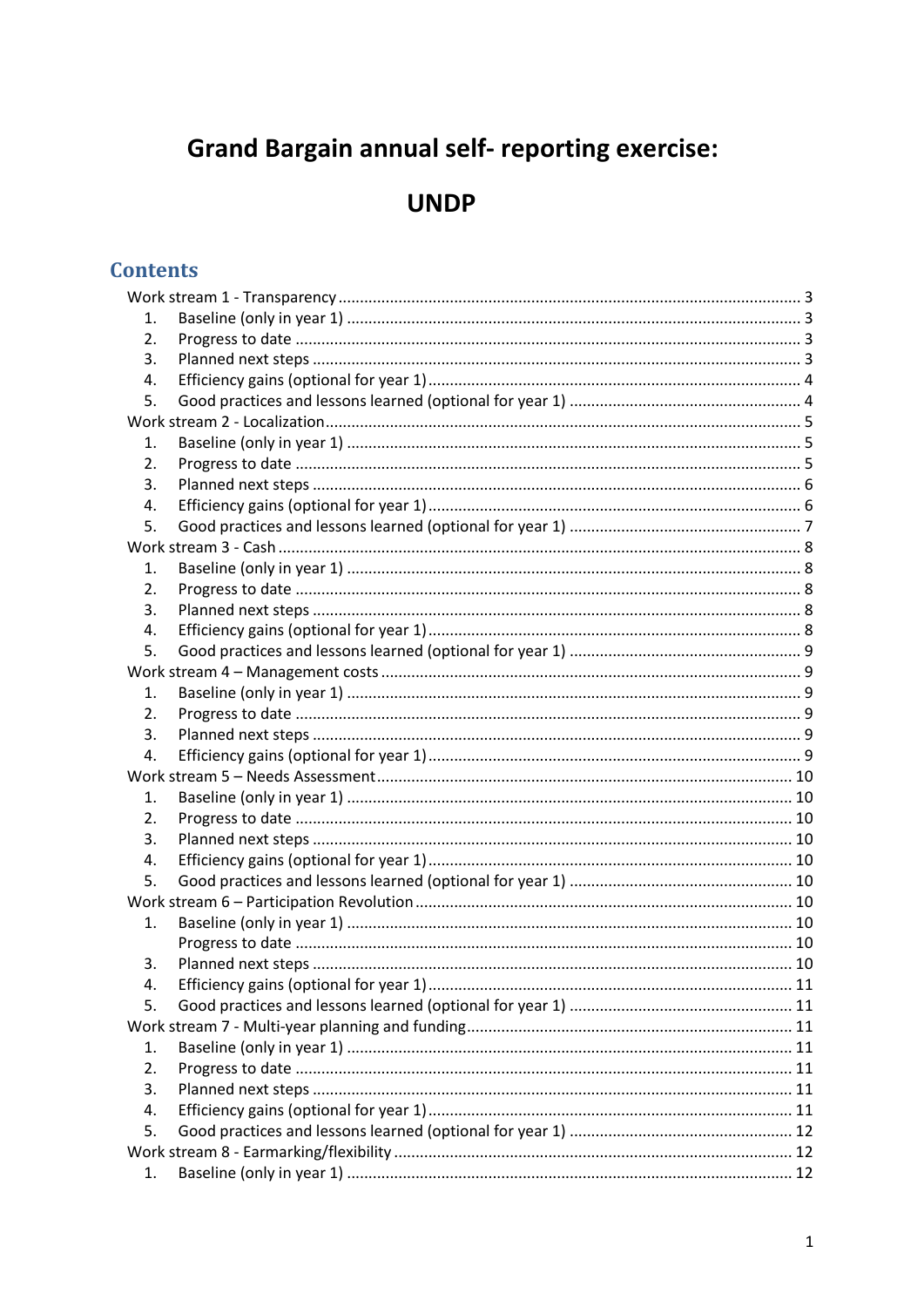# Grand Bargain annual self- reporting exercise:

# UNDP

## Contents

Work stream 1 - Transparency ..... 3
1. Baseline (only in year 1) ..... 3
2. Progress to date ..... 3
3. Planned next steps ..... 3
4. Efficiency gains (optional for year 1) ..... 4
5. Good practices and lessons learned (optional for year 1) ..... 4

Work stream 2 - Localization ..... 5
1. Baseline (only in year 1) ..... 5
2. Progress to date ..... 5
3. Planned next steps ..... 6
4. Efficiency gains (optional for year 1) ..... 6
5. Good practices and lessons learned (optional for year 1) ..... 7

Work stream 3 - Cash ..... 8
1. Baseline (only in year 1) ..... 8
2. Progress to date ..... 8
3. Planned next steps ..... 8
4. Efficiency gains (optional for year 1) ..... 8
5. Good practices and lessons learned (optional for year 1) ..... 9

Work stream 4 – Management costs ..... 9
1. Baseline (only in year 1) ..... 9
2. Progress to date ..... 9
3. Planned next steps ..... 9
4. Efficiency gains (optional for year 1) ..... 9

Work stream 5 – Needs Assessment ..... 10
1. Baseline (only in year 1) ..... 10
2. Progress to date ..... 10
3. Planned next steps ..... 10
4. Efficiency gains (optional for year 1) ..... 10
5. Good practices and lessons learned (optional for year 1) ..... 10

Work stream 6 – Participation Revolution ..... 10
1. Baseline (only in year 1) ..... 10

Progress to date ..... 10

3. Planned next steps ..... 10
4. Efficiency gains (optional for year 1) ..... 11
5. Good practices and lessons learned (optional for year 1) ..... 11

Work stream 7 - Multi-year planning and funding ..... 11
1. Baseline (only in year 1) ..... 11
2. Progress to date ..... 11
3. Planned next steps ..... 11
4. Efficiency gains (optional for year 1) ..... 11
5. Good practices and lessons learned (optional for year 1) ..... 12

Work stream 8 - Earmarking/flexibility ..... 12
1. Baseline (only in year 1) ..... 12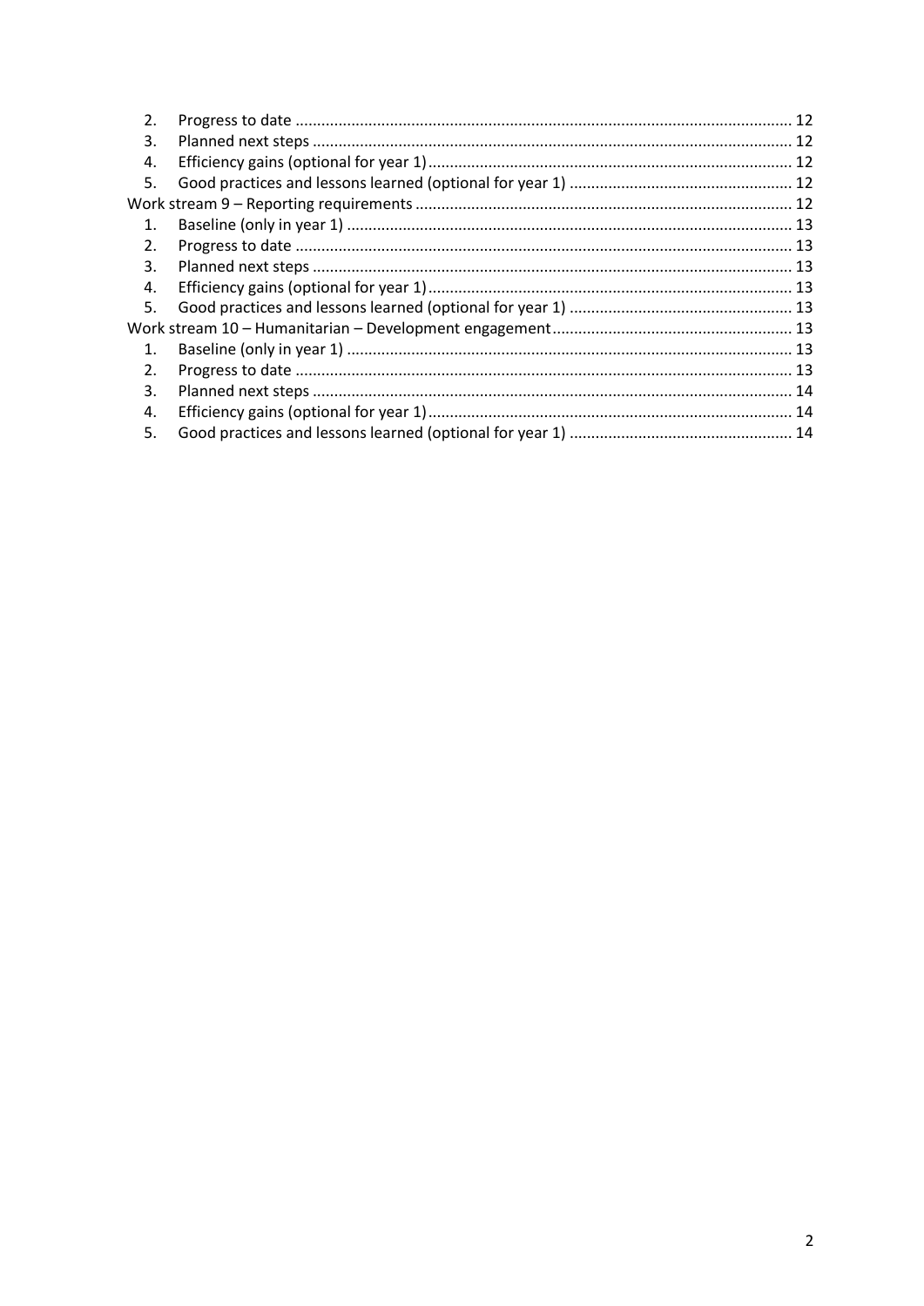2. Progress to date ................................................................................................................. 12
3. Planned next steps .............................................................................................................. 12
4. Efficiency gains (optional for year 1).................................................................................... 12
5. Good practices and lessons learned (optional for year 1) .................................................... 12

Work stream 9 – Reporting requirements ....................................................................................... 12

1. Baseline (only in year 1) ....................................................................................................... 13
2. Progress to date ................................................................................................................... 13
3. Planned next steps ............................................................................................................... 13
4. Efficiency gains (optional for year 1).................................................................................... 13
5. Good practices and lessons learned (optional for year 1) .................................................... 13

Work stream 10 – Humanitarian – Development engagement........................................................ 13

1. Baseline (only in year 1) ....................................................................................................... 13
2. Progress to date ................................................................................................................... 13
3. Planned next steps ............................................................................................................... 14
4. Efficiency gains (optional for year 1).................................................................................... 14
5. Good practices and lessons learned (optional for year 1) .................................................... 14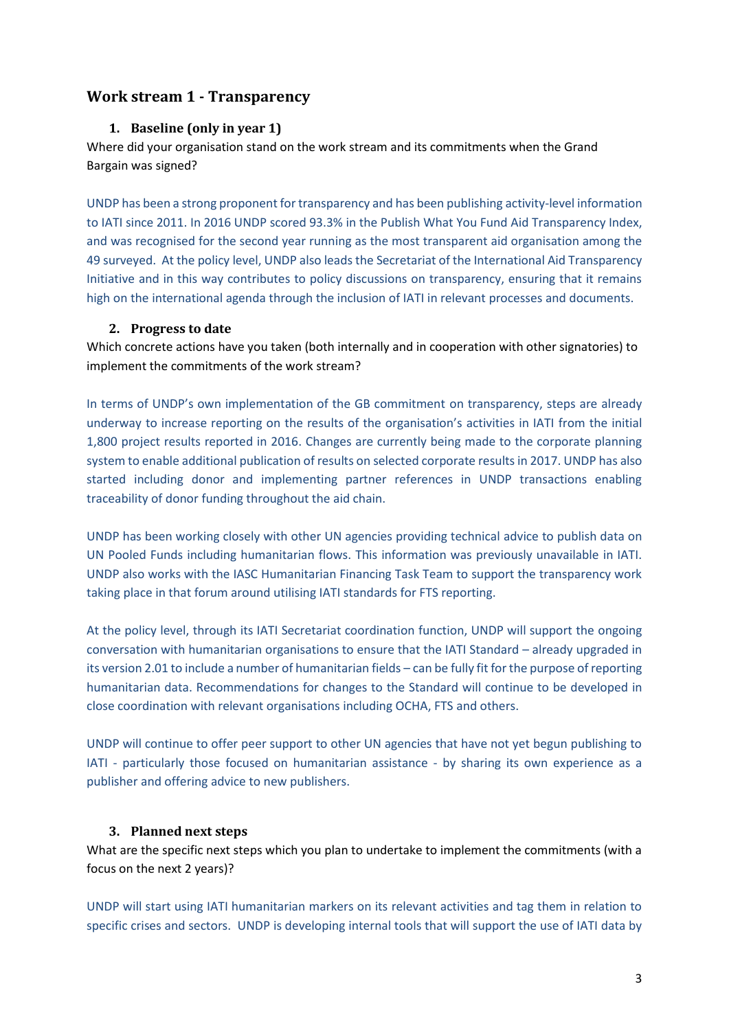## Work stream 1 - Transparency

### 1. Baseline (only in year 1)

Where did your organisation stand on the work stream and its commitments when the Grand Bargain was signed?

UNDP has been a strong proponent for transparency and has been publishing activity-level information to IATI since 2011. In 2016 UNDP scored 93.3% in the Publish What You Fund Aid Transparency Index, and was recognised for the second year running as the most transparent aid organisation among the 49 surveyed. At the policy level, UNDP also leads the Secretariat of the International Aid Transparency Initiative and in this way contributes to policy discussions on transparency, ensuring that it remains high on the international agenda through the inclusion of IATI in relevant processes and documents.

### 2. Progress to date

Which concrete actions have you taken (both internally and in cooperation with other signatories) to implement the commitments of the work stream?

In terms of UNDP's own implementation of the GB commitment on transparency, steps are already underway to increase reporting on the results of the organisation's activities in IATI from the initial 1,800 project results reported in 2016. Changes are currently being made to the corporate planning system to enable additional publication of results on selected corporate results in 2017. UNDP has also started including donor and implementing partner references in UNDP transactions enabling traceability of donor funding throughout the aid chain.

UNDP has been working closely with other UN agencies providing technical advice to publish data on UN Pooled Funds including humanitarian flows. This information was previously unavailable in IATI. UNDP also works with the IASC Humanitarian Financing Task Team to support the transparency work taking place in that forum around utilising IATI standards for FTS reporting.

At the policy level, through its IATI Secretariat coordination function, UNDP will support the ongoing conversation with humanitarian organisations to ensure that the IATI Standard – already upgraded in its version 2.01 to include a number of humanitarian fields – can be fully fit for the purpose of reporting humanitarian data. Recommendations for changes to the Standard will continue to be developed in close coordination with relevant organisations including OCHA, FTS and others.

UNDP will continue to offer peer support to other UN agencies that have not yet begun publishing to IATI - particularly those focused on humanitarian assistance - by sharing its own experience as a publisher and offering advice to new publishers.

### 3. Planned next steps

What are the specific next steps which you plan to undertake to implement the commitments (with a focus on the next 2 years)?

UNDP will start using IATI humanitarian markers on its relevant activities and tag them in relation to specific crises and sectors. UNDP is developing internal tools that will support the use of IATI data by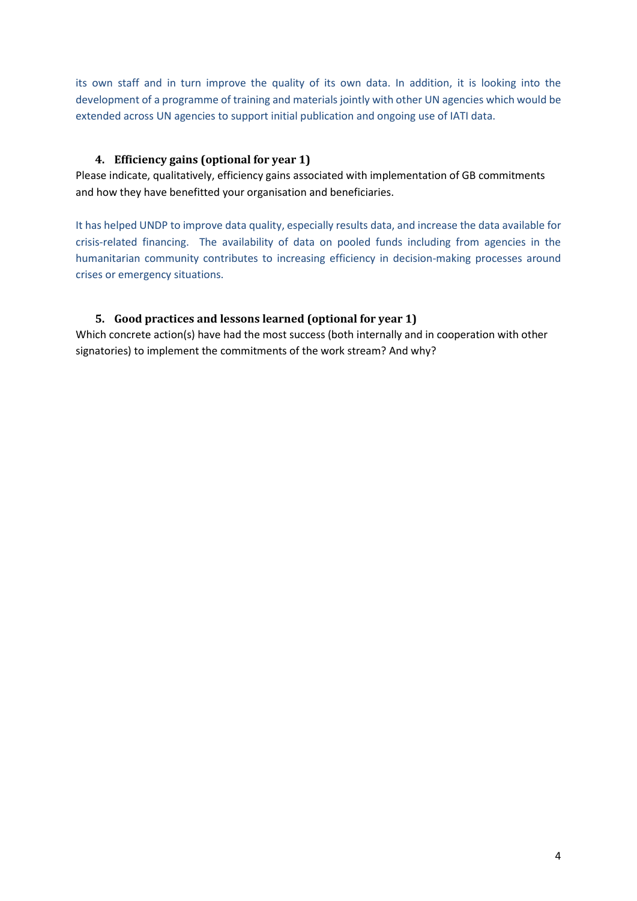its own staff and in turn improve the quality of its own data. In addition, it is looking into the development of a programme of training and materials jointly with other UN agencies which would be extended across UN agencies to support initial publication and ongoing use of IATI data.

### 4. Efficiency gains (optional for year 1)

Please indicate, qualitatively, efficiency gains associated with implementation of GB commitments and how they have benefitted your organisation and beneficiaries.

It has helped UNDP to improve data quality, especially results data, and increase the data available for crisis-related financing. The availability of data on pooled funds including from agencies in the humanitarian community contributes to increasing efficiency in decision-making processes around crises or emergency situations.

### 5. Good practices and lessons learned (optional for year 1)

Which concrete action(s) have had the most success (both internally and in cooperation with other signatories) to implement the commitments of the work stream? And why?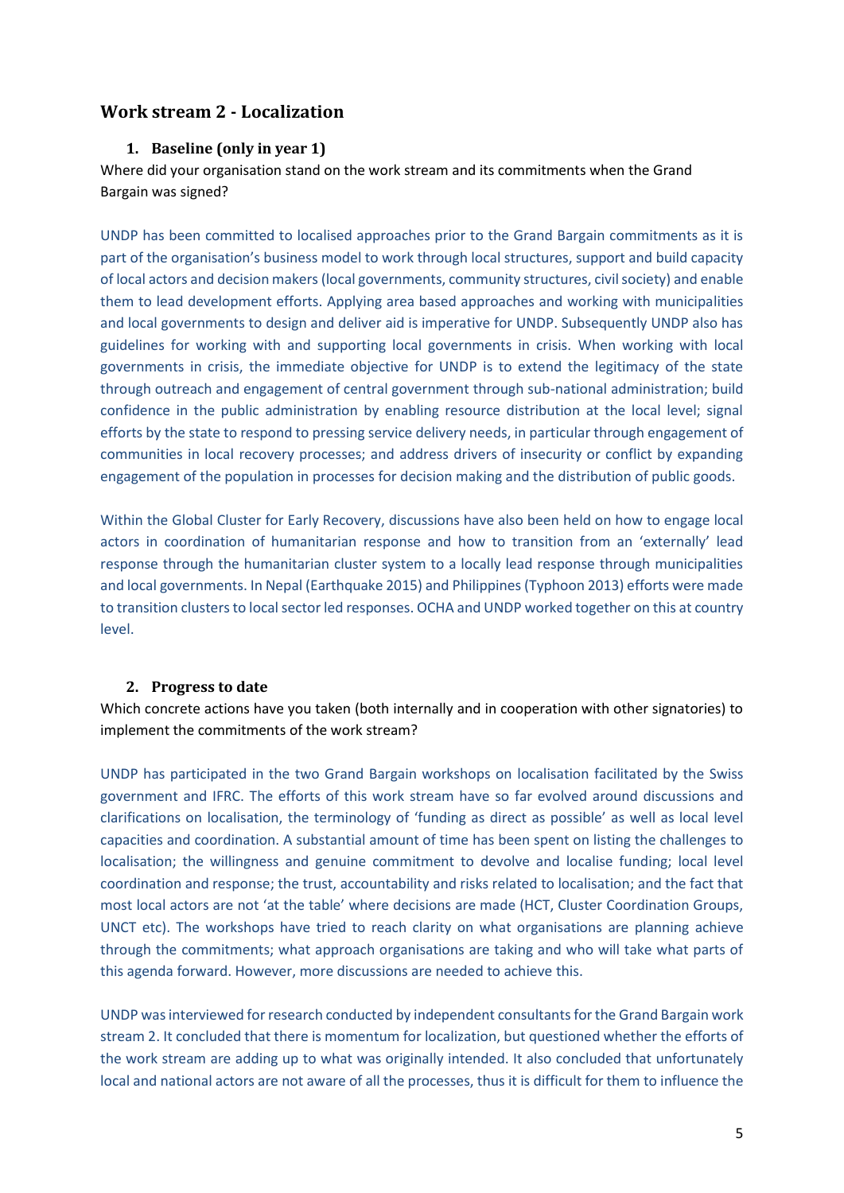## Work stream 2 - Localization

### 1. Baseline (only in year 1)

Where did your organisation stand on the work stream and its commitments when the Grand Bargain was signed?

UNDP has been committed to localised approaches prior to the Grand Bargain commitments as it is part of the organisation's business model to work through local structures, support and build capacity of local actors and decision makers (local governments, community structures, civil society) and enable them to lead development efforts. Applying area based approaches and working with municipalities and local governments to design and deliver aid is imperative for UNDP. Subsequently UNDP also has guidelines for working with and supporting local governments in crisis. When working with local governments in crisis, the immediate objective for UNDP is to extend the legitimacy of the state through outreach and engagement of central government through sub-national administration; build confidence in the public administration by enabling resource distribution at the local level; signal efforts by the state to respond to pressing service delivery needs, in particular through engagement of communities in local recovery processes; and address drivers of insecurity or conflict by expanding engagement of the population in processes for decision making and the distribution of public goods.

Within the Global Cluster for Early Recovery, discussions have also been held on how to engage local actors in coordination of humanitarian response and how to transition from an 'externally' lead response through the humanitarian cluster system to a locally lead response through municipalities and local governments. In Nepal (Earthquake 2015) and Philippines (Typhoon 2013) efforts were made to transition clusters to local sector led responses. OCHA and UNDP worked together on this at country level.

### 2. Progress to date

Which concrete actions have you taken (both internally and in cooperation with other signatories) to implement the commitments of the work stream?

UNDP has participated in the two Grand Bargain workshops on localisation facilitated by the Swiss government and IFRC. The efforts of this work stream have so far evolved around discussions and clarifications on localisation, the terminology of 'funding as direct as possible' as well as local level capacities and coordination. A substantial amount of time has been spent on listing the challenges to localisation; the willingness and genuine commitment to devolve and localise funding; local level coordination and response; the trust, accountability and risks related to localisation; and the fact that most local actors are not 'at the table' where decisions are made (HCT, Cluster Coordination Groups, UNCT etc). The workshops have tried to reach clarity on what organisations are planning achieve through the commitments; what approach organisations are taking and who will take what parts of this agenda forward. However, more discussions are needed to achieve this.

UNDP was interviewed for research conducted by independent consultants for the Grand Bargain work stream 2. It concluded that there is momentum for localization, but questioned whether the efforts of the work stream are adding up to what was originally intended. It also concluded that unfortunately local and national actors are not aware of all the processes, thus it is difficult for them to influence the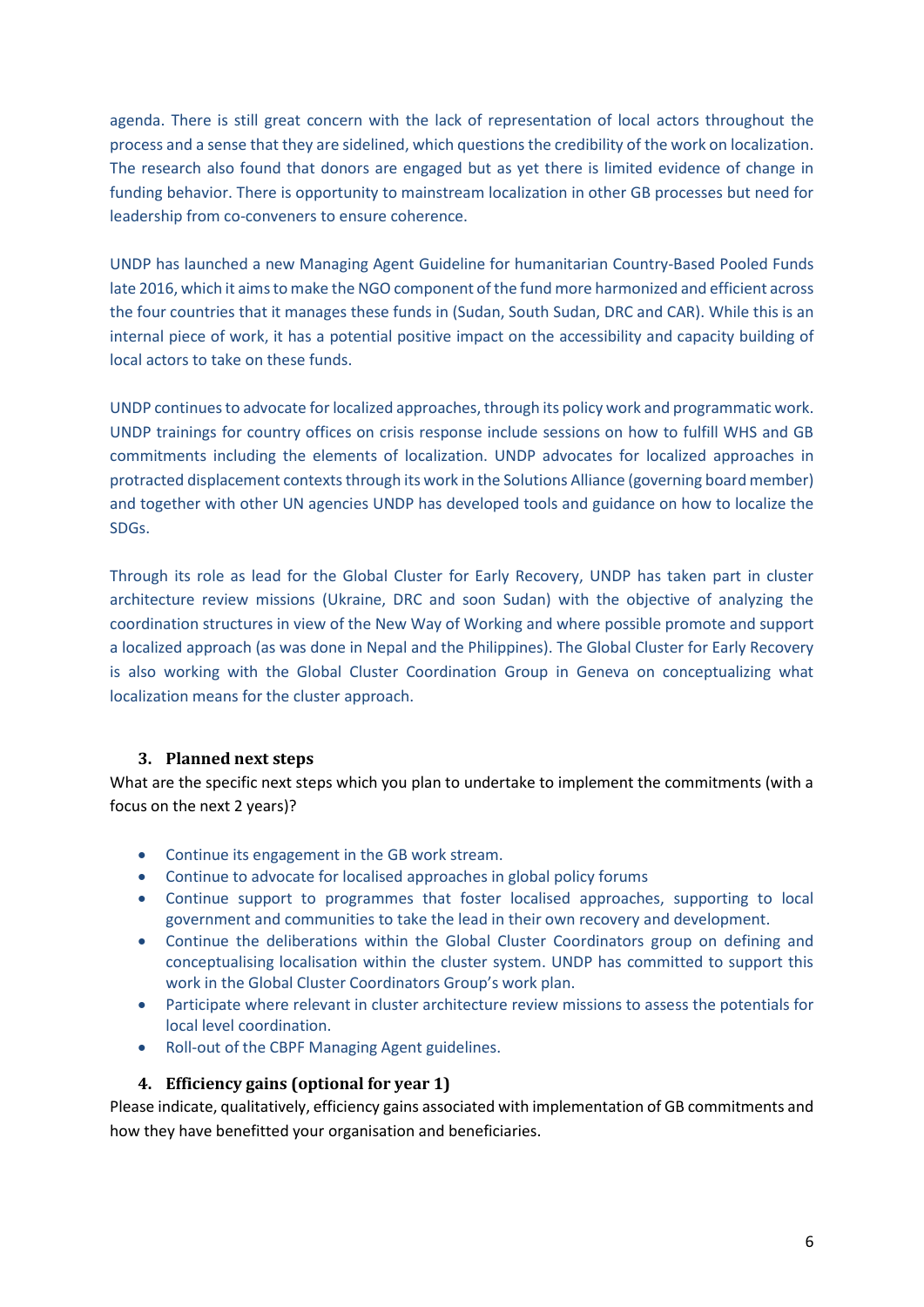agenda. There is still great concern with the lack of representation of local actors throughout the process and a sense that they are sidelined, which questions the credibility of the work on localization. The research also found that donors are engaged but as yet there is limited evidence of change in funding behavior. There is opportunity to mainstream localization in other GB processes but need for leadership from co-conveners to ensure coherence.

UNDP has launched a new Managing Agent Guideline for humanitarian Country-Based Pooled Funds late 2016, which it aims to make the NGO component of the fund more harmonized and efficient across the four countries that it manages these funds in (Sudan, South Sudan, DRC and CAR). While this is an internal piece of work, it has a potential positive impact on the accessibility and capacity building of local actors to take on these funds.

UNDP continues to advocate for localized approaches, through its policy work and programmatic work. UNDP trainings for country offices on crisis response include sessions on how to fulfill WHS and GB commitments including the elements of localization. UNDP advocates for localized approaches in protracted displacement contexts through its work in the Solutions Alliance (governing board member) and together with other UN agencies UNDP has developed tools and guidance on how to localize the SDGs.

Through its role as lead for the Global Cluster for Early Recovery, UNDP has taken part in cluster architecture review missions (Ukraine, DRC and soon Sudan) with the objective of analyzing the coordination structures in view of the New Way of Working and where possible promote and support a localized approach (as was done in Nepal and the Philippines). The Global Cluster for Early Recovery is also working with the Global Cluster Coordination Group in Geneva on conceptualizing what localization means for the cluster approach.

### 3. Planned next steps

What are the specific next steps which you plan to undertake to implement the commitments (with a focus on the next 2 years)?

- Continue its engagement in the GB work stream.
- Continue to advocate for localised approaches in global policy forums
- Continue support to programmes that foster localised approaches, supporting to local government and communities to take the lead in their own recovery and development.
- Continue the deliberations within the Global Cluster Coordinators group on defining and conceptualising localisation within the cluster system. UNDP has committed to support this work in the Global Cluster Coordinators Group's work plan.
- Participate where relevant in cluster architecture review missions to assess the potentials for local level coordination.
- Roll-out of the CBPF Managing Agent guidelines.

### 4. Efficiency gains (optional for year 1)

Please indicate, qualitatively, efficiency gains associated with implementation of GB commitments and how they have benefitted your organisation and beneficiaries.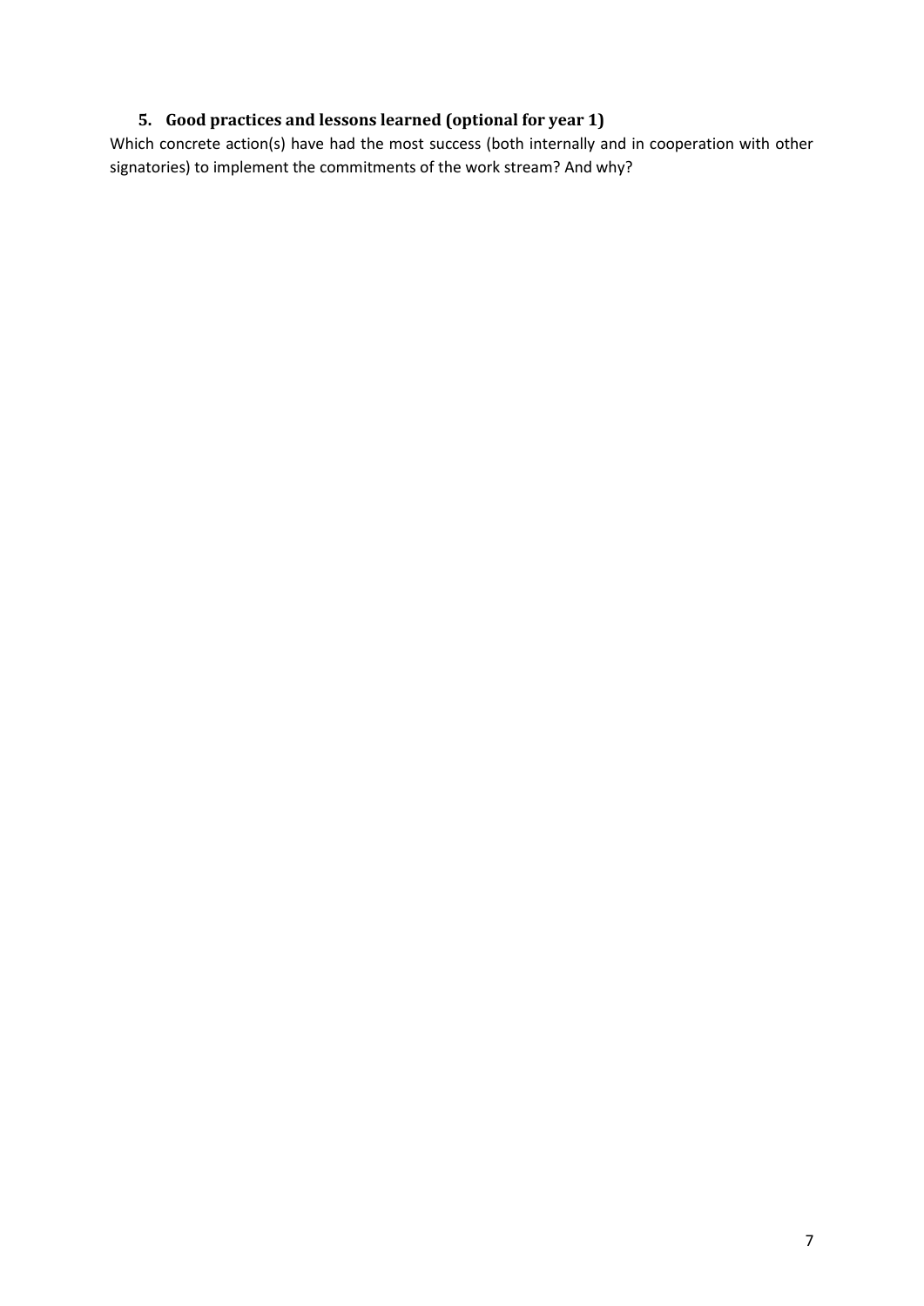### 5. Good practices and lessons learned (optional for year 1)

Which concrete action(s) have had the most success (both internally and in cooperation with other signatories) to implement the commitments of the work stream? And why?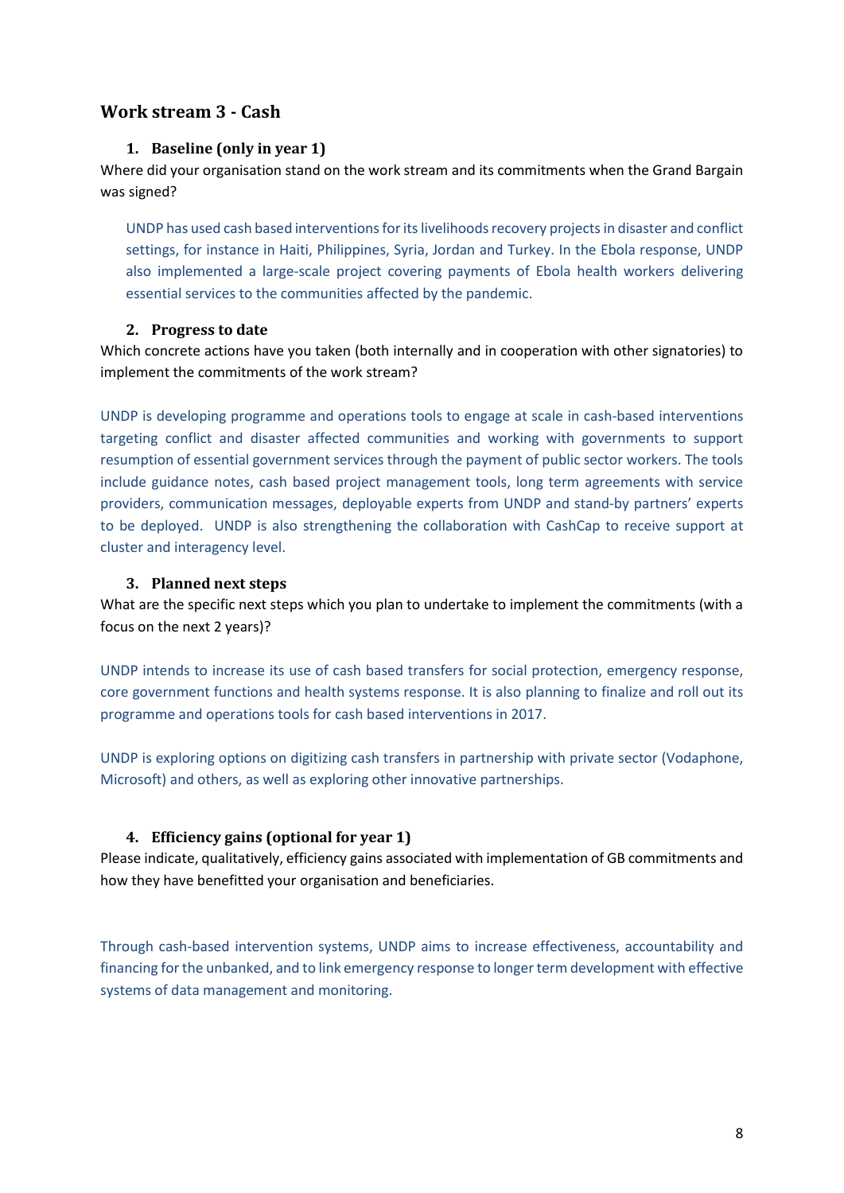## Work stream 3 - Cash

### 1. Baseline (only in year 1)

Where did your organisation stand on the work stream and its commitments when the Grand Bargain was signed?

UNDP has used cash based interventions for its livelihoods recovery projects in disaster and conflict settings, for instance in Haiti, Philippines, Syria, Jordan and Turkey. In the Ebola response, UNDP also implemented a large-scale project covering payments of Ebola health workers delivering essential services to the communities affected by the pandemic.

### 2. Progress to date

Which concrete actions have you taken (both internally and in cooperation with other signatories) to implement the commitments of the work stream?

UNDP is developing programme and operations tools to engage at scale in cash-based interventions targeting conflict and disaster affected communities and working with governments to support resumption of essential government services through the payment of public sector workers. The tools include guidance notes, cash based project management tools, long term agreements with service providers, communication messages, deployable experts from UNDP and stand-by partners' experts to be deployed. UNDP is also strengthening the collaboration with CashCap to receive support at cluster and interagency level.

### 3. Planned next steps

What are the specific next steps which you plan to undertake to implement the commitments (with a focus on the next 2 years)?

UNDP intends to increase its use of cash based transfers for social protection, emergency response, core government functions and health systems response. It is also planning to finalize and roll out its programme and operations tools for cash based interventions in 2017.

UNDP is exploring options on digitizing cash transfers in partnership with private sector (Vodaphone, Microsoft) and others, as well as exploring other innovative partnerships.

### 4. Efficiency gains (optional for year 1)

Please indicate, qualitatively, efficiency gains associated with implementation of GB commitments and how they have benefitted your organisation and beneficiaries.

Through cash-based intervention systems, UNDP aims to increase effectiveness, accountability and financing for the unbanked, and to link emergency response to longer term development with effective systems of data management and monitoring.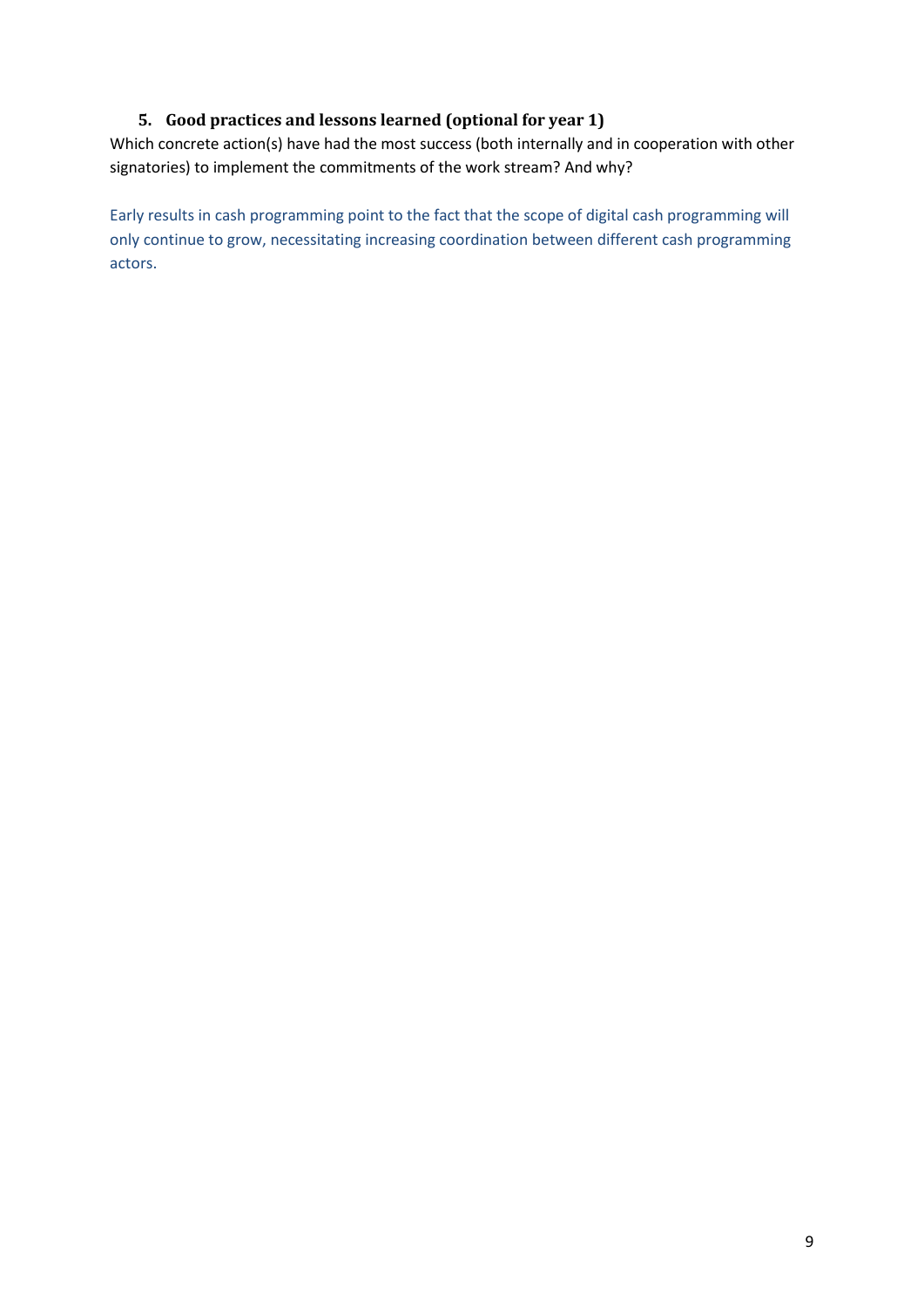## 5. Good practices and lessons learned (optional for year 1)

Which concrete action(s) have had the most success (both internally and in cooperation with other signatories) to implement the commitments of the work stream? And why?

Early results in cash programming point to the fact that the scope of digital cash programming will only continue to grow, necessitating increasing coordination between different cash programming actors.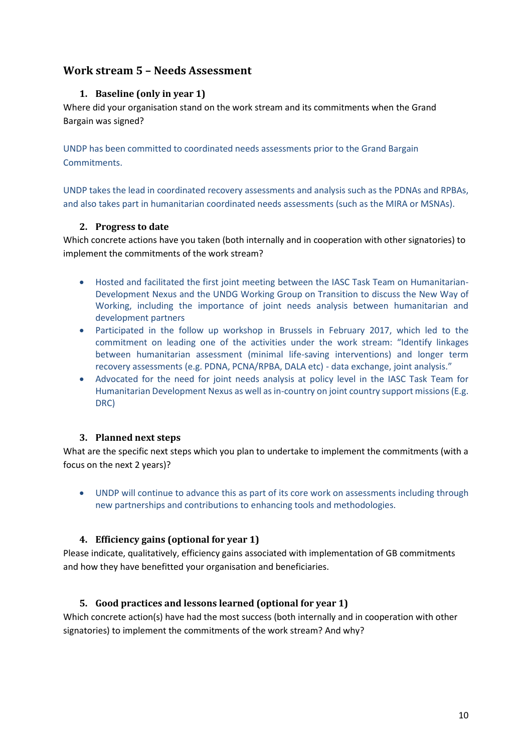## Work stream 5 – Needs Assessment

### 1. Baseline (only in year 1)

Where did your organisation stand on the work stream and its commitments when the Grand Bargain was signed?

UNDP has been committed to coordinated needs assessments prior to the Grand Bargain Commitments.

UNDP takes the lead in coordinated recovery assessments and analysis such as the PDNAs and RPBAs, and also takes part in humanitarian coordinated needs assessments (such as the MIRA or MSNAs).

### 2. Progress to date

Which concrete actions have you taken (both internally and in cooperation with other signatories) to implement the commitments of the work stream?

- Hosted and facilitated the first joint meeting between the IASC Task Team on Humanitarian-Development Nexus and the UNDG Working Group on Transition to discuss the New Way of Working, including the importance of joint needs analysis between humanitarian and development partners
- Participated in the follow up workshop in Brussels in February 2017, which led to the commitment on leading one of the activities under the work stream: "Identify linkages between humanitarian assessment (minimal life-saving interventions) and longer term recovery assessments (e.g. PDNA, PCNA/RPBA, DALA etc) - data exchange, joint analysis."
- Advocated for the need for joint needs analysis at policy level in the IASC Task Team for Humanitarian Development Nexus as well as in-country on joint country support missions (E.g. DRC)

### 3. Planned next steps

What are the specific next steps which you plan to undertake to implement the commitments (with a focus on the next 2 years)?

- UNDP will continue to advance this as part of its core work on assessments including through new partnerships and contributions to enhancing tools and methodologies.

### 4. Efficiency gains (optional for year 1)

Please indicate, qualitatively, efficiency gains associated with implementation of GB commitments and how they have benefitted your organisation and beneficiaries.

### 5. Good practices and lessons learned (optional for year 1)

Which concrete action(s) have had the most success (both internally and in cooperation with other signatories) to implement the commitments of the work stream? And why?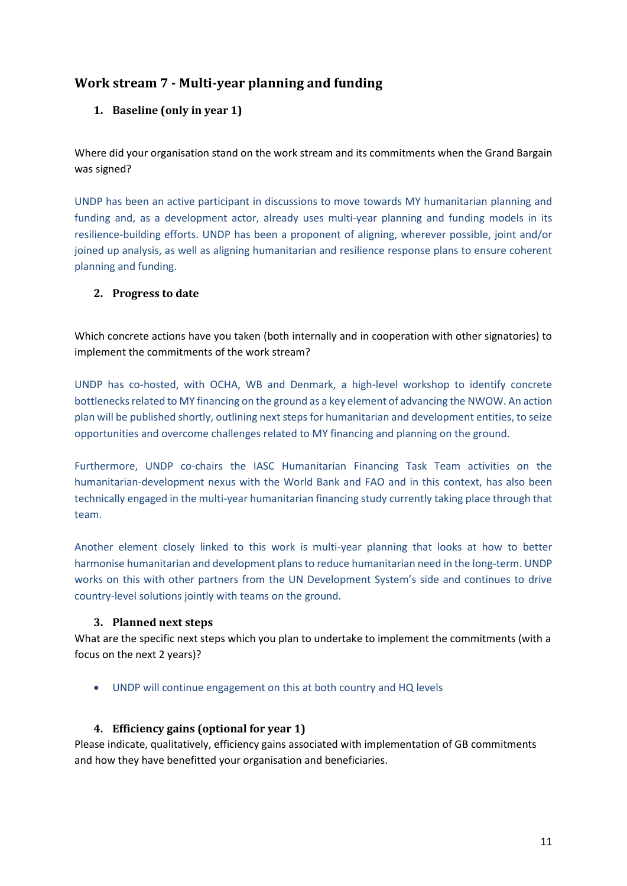## Work stream 7 - Multi-year planning and funding

### 1. Baseline (only in year 1)

Where did your organisation stand on the work stream and its commitments when the Grand Bargain was signed?

UNDP has been an active participant in discussions to move towards MY humanitarian planning and funding and, as a development actor, already uses multi-year planning and funding models in its resilience-building efforts. UNDP has been a proponent of aligning, wherever possible, joint and/or joined up analysis, as well as aligning humanitarian and resilience response plans to ensure coherent planning and funding.

### 2. Progress to date

Which concrete actions have you taken (both internally and in cooperation with other signatories) to implement the commitments of the work stream?

UNDP has co-hosted, with OCHA, WB and Denmark, a high-level workshop to identify concrete bottlenecks related to MY financing on the ground as a key element of advancing the NWOW. An action plan will be published shortly, outlining next steps for humanitarian and development entities, to seize opportunities and overcome challenges related to MY financing and planning on the ground.

Furthermore, UNDP co-chairs the IASC Humanitarian Financing Task Team activities on the humanitarian-development nexus with the World Bank and FAO and in this context, has also been technically engaged in the multi-year humanitarian financing study currently taking place through that team.

Another element closely linked to this work is multi-year planning that looks at how to better harmonise humanitarian and development plans to reduce humanitarian need in the long-term. UNDP works on this with other partners from the UN Development System's side and continues to drive country-level solutions jointly with teams on the ground.

### 3. Planned next steps

What are the specific next steps which you plan to undertake to implement the commitments (with a focus on the next 2 years)?

- UNDP will continue engagement on this at both country and HQ levels

### 4. Efficiency gains (optional for year 1)

Please indicate, qualitatively, efficiency gains associated with implementation of GB commitments and how they have benefitted your organisation and beneficiaries.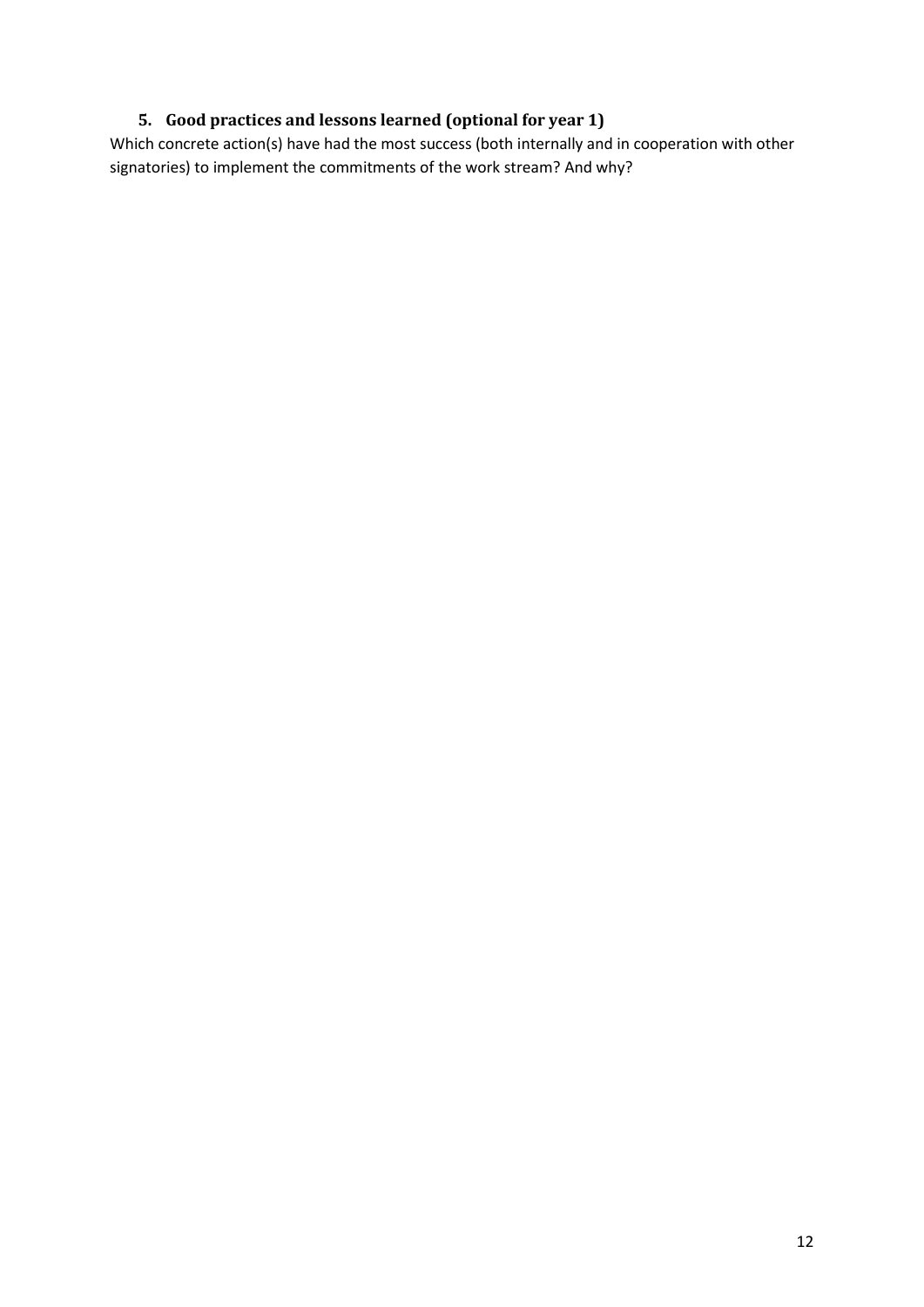## 5. Good practices and lessons learned (optional for year 1)

Which concrete action(s) have had the most success (both internally and in cooperation with other signatories) to implement the commitments of the work stream? And why?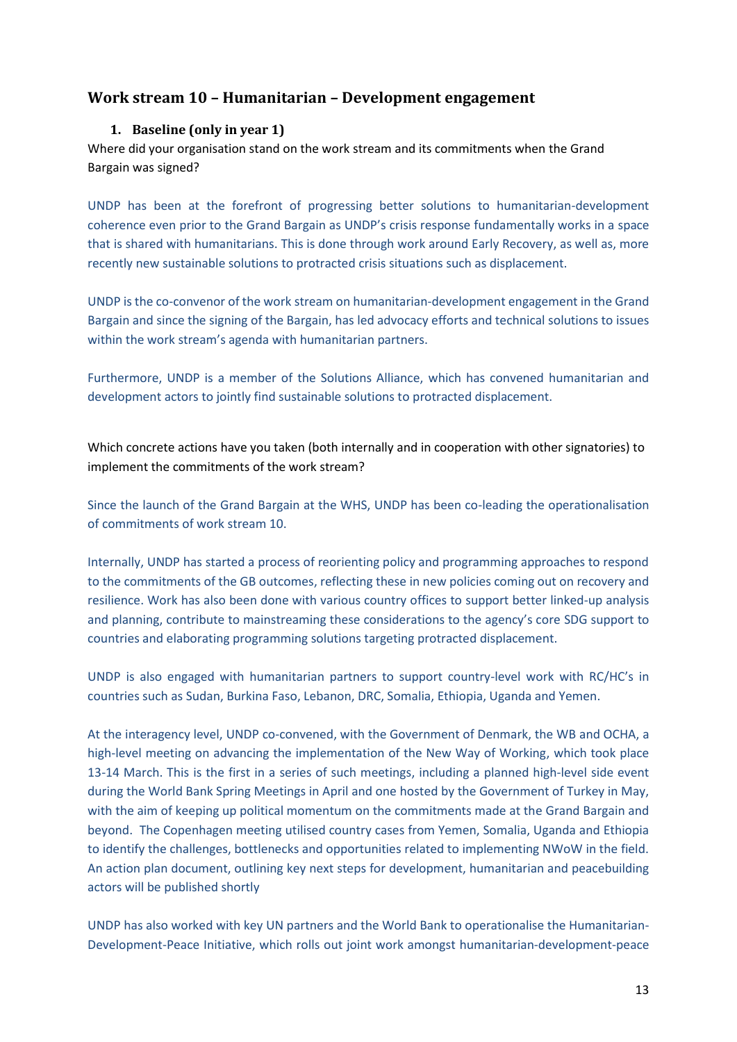## Work stream 10 – Humanitarian – Development engagement

### 1. Baseline (only in year 1)

Where did your organisation stand on the work stream and its commitments when the Grand Bargain was signed?

UNDP has been at the forefront of progressing better solutions to humanitarian-development coherence even prior to the Grand Bargain as UNDP's crisis response fundamentally works in a space that is shared with humanitarians. This is done through work around Early Recovery, as well as, more recently new sustainable solutions to protracted crisis situations such as displacement.

UNDP is the co-convenor of the work stream on humanitarian-development engagement in the Grand Bargain and since the signing of the Bargain, has led advocacy efforts and technical solutions to issues within the work stream's agenda with humanitarian partners.

Furthermore, UNDP is a member of the Solutions Alliance, which has convened humanitarian and development actors to jointly find sustainable solutions to protracted displacement.

Which concrete actions have you taken (both internally and in cooperation with other signatories) to implement the commitments of the work stream?

Since the launch of the Grand Bargain at the WHS, UNDP has been co-leading the operationalisation of commitments of work stream 10.

Internally, UNDP has started a process of reorienting policy and programming approaches to respond to the commitments of the GB outcomes, reflecting these in new policies coming out on recovery and resilience. Work has also been done with various country offices to support better linked-up analysis and planning, contribute to mainstreaming these considerations to the agency's core SDG support to countries and elaborating programming solutions targeting protracted displacement.

UNDP is also engaged with humanitarian partners to support country-level work with RC/HC's in countries such as Sudan, Burkina Faso, Lebanon, DRC, Somalia, Ethiopia, Uganda and Yemen.

At the interagency level, UNDP co-convened, with the Government of Denmark, the WB and OCHA, a high-level meeting on advancing the implementation of the New Way of Working, which took place 13-14 March. This is the first in a series of such meetings, including a planned high-level side event during the World Bank Spring Meetings in April and one hosted by the Government of Turkey in May, with the aim of keeping up political momentum on the commitments made at the Grand Bargain and beyond. The Copenhagen meeting utilised country cases from Yemen, Somalia, Uganda and Ethiopia to identify the challenges, bottlenecks and opportunities related to implementing NWoW in the field. An action plan document, outlining key next steps for development, humanitarian and peacebuilding actors will be published shortly

UNDP has also worked with key UN partners and the World Bank to operationalise the Humanitarian-Development-Peace Initiative, which rolls out joint work amongst humanitarian-development-peace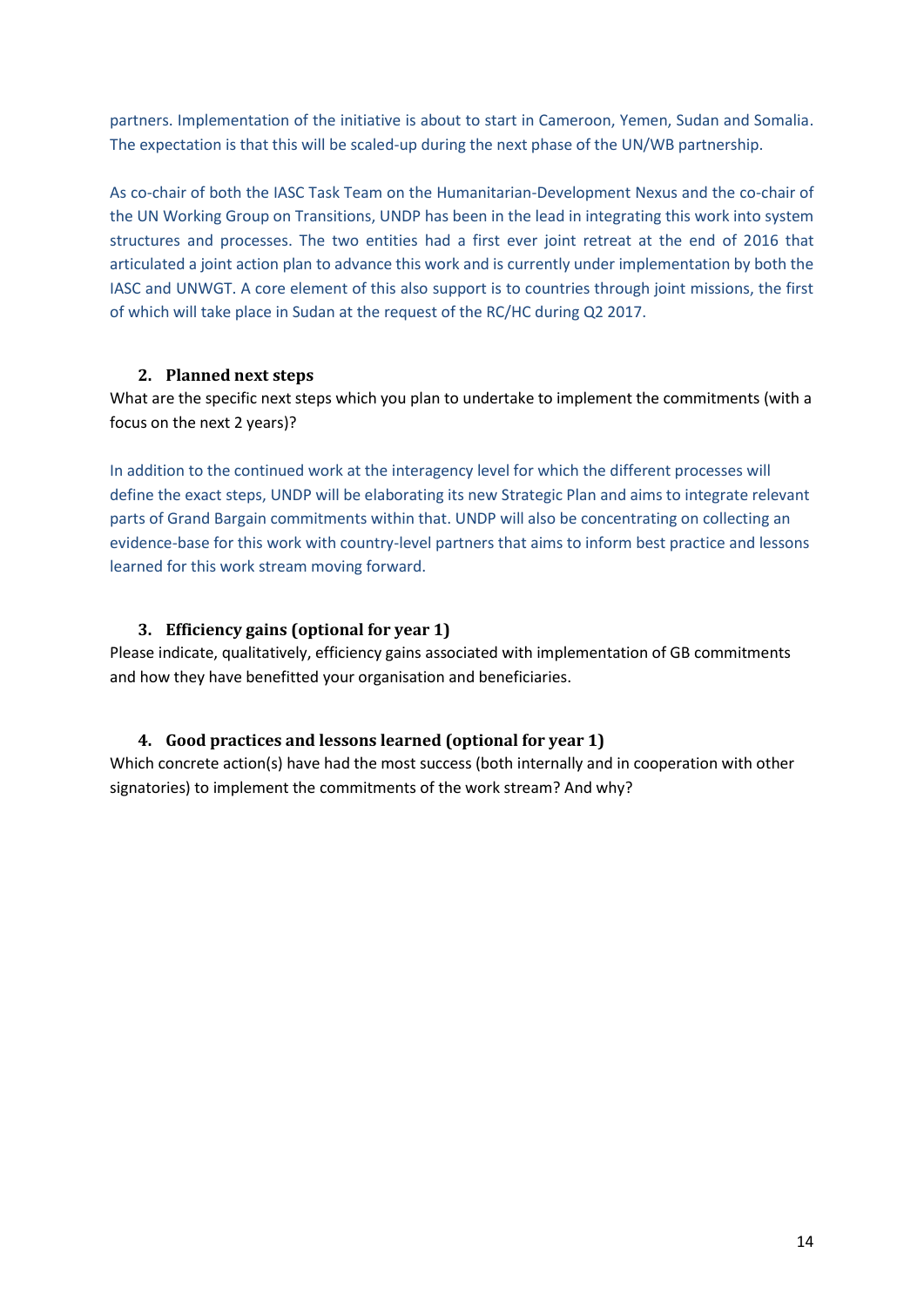partners. Implementation of the initiative is about to start in Cameroon, Yemen, Sudan and Somalia. The expectation is that this will be scaled-up during the next phase of the UN/WB partnership.

As co-chair of both the IASC Task Team on the Humanitarian-Development Nexus and the co-chair of the UN Working Group on Transitions, UNDP has been in the lead in integrating this work into system structures and processes. The two entities had a first ever joint retreat at the end of 2016 that articulated a joint action plan to advance this work and is currently under implementation by both the IASC and UNWGT. A core element of this also support is to countries through joint missions, the first of which will take place in Sudan at the request of the RC/HC during Q2 2017.

## 2. Planned next steps

What are the specific next steps which you plan to undertake to implement the commitments (with a focus on the next 2 years)?

In addition to the continued work at the interagency level for which the different processes will define the exact steps, UNDP will be elaborating its new Strategic Plan and aims to integrate relevant parts of Grand Bargain commitments within that. UNDP will also be concentrating on collecting an evidence-base for this work with country-level partners that aims to inform best practice and lessons learned for this work stream moving forward.

## 3. Efficiency gains (optional for year 1)

Please indicate, qualitatively, efficiency gains associated with implementation of GB commitments and how they have benefitted your organisation and beneficiaries.

## 4. Good practices and lessons learned (optional for year 1)

Which concrete action(s) have had the most success (both internally and in cooperation with other signatories) to implement the commitments of the work stream? And why?